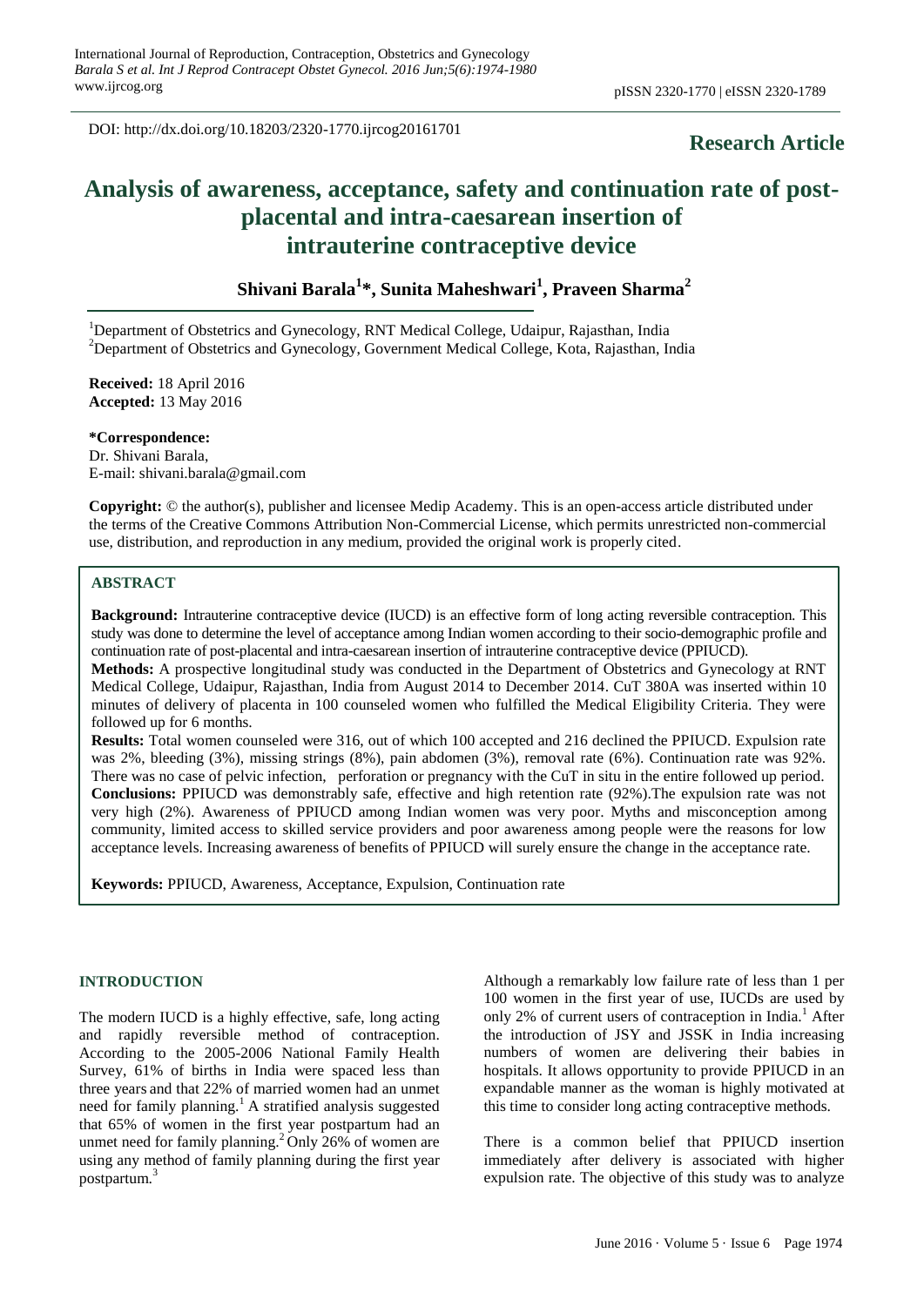DOI: http://dx.doi.org/10.18203/2320-1770.ijrcog20161701

**Research Article**

# Analysis of awareness, acceptance, safety and continuation rate of post-placental and intra-caesarean insertion of intrauterine contraceptive device

**Shivani Barala[1]*, Sunita Maheshwari[1], Praveen Sharma[2]**

[1]Department of Obstetrics and Gynecology, RNT Medical College, Udaipur, Rajasthan, India
[2]Department of Obstetrics and Gynecology, Government Medical College, Kota, Rajasthan, India

**Received:** 18 April 2016
**Accepted:** 13 May 2016

**\*Correspondence:**
Dr. Shivani Barala,
E-mail: shivani.barala@gmail.com

**Copyright:** © the author(s), publisher and licensee Medip Academy. This is an open-access article distributed under the terms of the Creative Commons Attribution Non-Commercial License, which permits unrestricted non-commercial use, distribution, and reproduction in any medium, provided the original work is properly cited.

## ABSTRACT

**Background:** Intrauterine contraceptive device (IUCD) is an effective form of long acting reversible contraception. This study was done to determine the level of acceptance among Indian women according to their socio-demographic profile and continuation rate of post-placental and intra-caesarean insertion of intrauterine contraceptive device (PPIUCD).

**Methods:** A prospective longitudinal study was conducted in the Department of Obstetrics and Gynecology at RNT Medical College, Udaipur, Rajasthan, India from August 2014 to December 2014. CuT 380A was inserted within 10 minutes of delivery of placenta in 100 counseled women who fulfilled the Medical Eligibility Criteria. They were followed up for 6 months.

**Results:** Total women counseled were 316, out of which 100 accepted and 216 declined the PPIUCD. Expulsion rate was 2%, bleeding (3%), missing strings (8%), pain abdomen (3%), removal rate (6%). Continuation rate was 92%. There was no case of pelvic infection, perforation or pregnancy with the CuT in situ in the entire followed up period.

**Conclusions:** PPIUCD was demonstrably safe, effective and high retention rate (92%).The expulsion rate was not very high (2%). Awareness of PPIUCD among Indian women was very poor. Myths and misconception among community, limited access to skilled service providers and poor awareness among people were the reasons for low acceptance levels. Increasing awareness of benefits of PPIUCD will surely ensure the change in the acceptance rate.

**Keywords:** PPIUCD, Awareness, Acceptance, Expulsion, Continuation rate

## INTRODUCTION

The modern IUCD is a highly effective, safe, long acting and rapidly reversible method of contraception. According to the 2005-2006 National Family Health Survey, 61% of births in India were spaced less than three years and that 22% of married women had an unmet need for family planning.[1] A stratified analysis suggested that 65% of women in the first year postpartum had an unmet need for family planning.[2] Only 26% of women are using any method of family planning during the first year postpartum.[3]

Although a remarkably low failure rate of less than 1 per 100 women in the first year of use, IUCDs are used by only 2% of current users of contraception in India.[1] After the introduction of JSY and JSSK in India increasing numbers of women are delivering their babies in hospitals. It allows opportunity to provide PPIUCD in an expandable manner as the woman is highly motivated at this time to consider long acting contraceptive methods.

There is a common belief that PPIUCD insertion immediately after delivery is associated with higher expulsion rate. The objective of this study was to analyze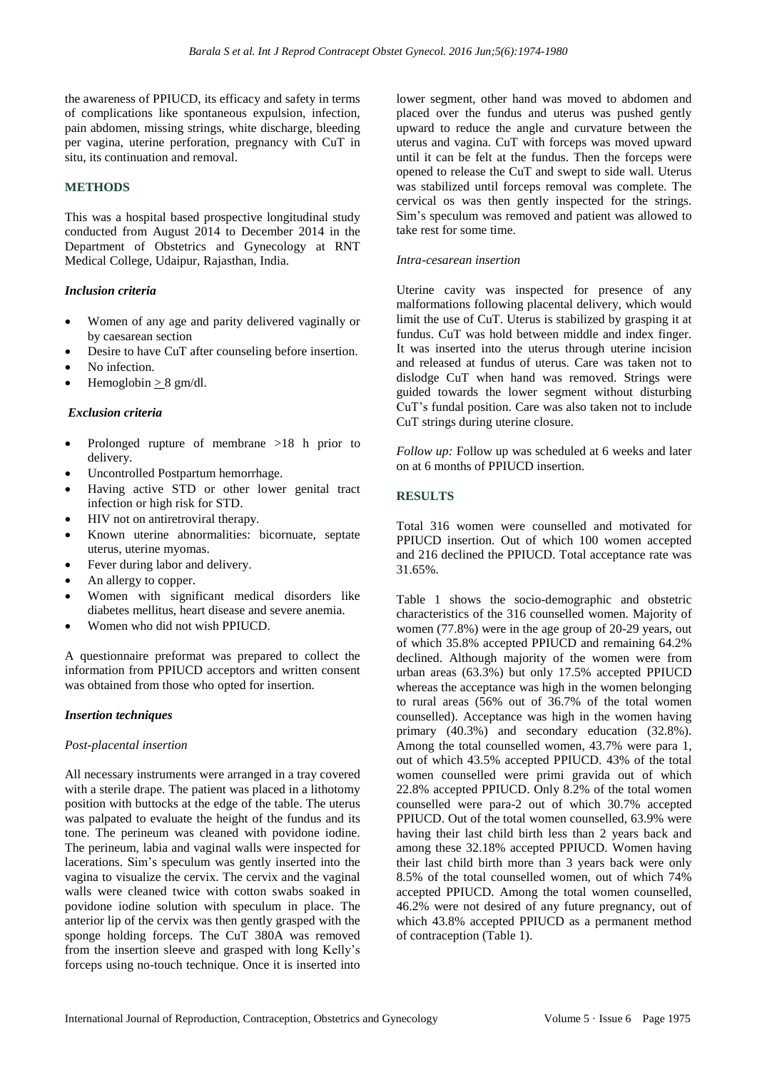the awareness of PPIUCD, its efficacy and safety in terms of complications like spontaneous expulsion, infection, pain abdomen, missing strings, white discharge, bleeding per vagina, uterine perforation, pregnancy with CuT in situ, its continuation and removal.

## METHODS

This was a hospital based prospective longitudinal study conducted from August 2014 to December 2014 in the Department of Obstetrics and Gynecology at RNT Medical College, Udaipur, Rajasthan, India.

### *Inclusion criteria*

- Women of any age and parity delivered vaginally or by caesarean section
- Desire to have CuT after counseling before insertion.
- No infection.
- Hemoglobin $\geq$ 8 gm/dl.

### *Exclusion criteria*

- Prolonged rupture of membrane >18 h prior to delivery.
- Uncontrolled Postpartum hemorrhage.
- Having active STD or other lower genital tract infection or high risk for STD.
- HIV not on antiretroviral therapy.
- Known uterine abnormalities: bicornuate, septate uterus, uterine myomas.
- Fever during labor and delivery.
- An allergy to copper.
- Women with significant medical disorders like diabetes mellitus, heart disease and severe anemia.
- Women who did not wish PPIUCD.

A questionnaire preformat was prepared to collect the information from PPIUCD acceptors and written consent was obtained from those who opted for insertion.

### *Insertion techniques*

#### *Post-placental insertion*

All necessary instruments were arranged in a tray covered with a sterile drape. The patient was placed in a lithotomy position with buttocks at the edge of the table. The uterus was palpated to evaluate the height of the fundus and its tone. The perineum was cleaned with povidone iodine. The perineum, labia and vaginal walls were inspected for lacerations. Sim's speculum was gently inserted into the vagina to visualize the cervix. The cervix and the vaginal walls were cleaned twice with cotton swabs soaked in povidone iodine solution with speculum in place. The anterior lip of the cervix was then gently grasped with the sponge holding forceps. The CuT 380A was removed from the insertion sleeve and grasped with long Kelly's forceps using no-touch technique. Once it is inserted into lower segment, other hand was moved to abdomen and placed over the fundus and uterus was pushed gently upward to reduce the angle and curvature between the uterus and vagina. CuT with forceps was moved upward until it can be felt at the fundus. Then the forceps were opened to release the CuT and swept to side wall. Uterus was stabilized until forceps removal was complete. The cervical os was then gently inspected for the strings. Sim's speculum was removed and patient was allowed to take rest for some time.

#### *Intra-cesarean insertion*

Uterine cavity was inspected for presence of any malformations following placental delivery, which would limit the use of CuT. Uterus is stabilized by grasping it at fundus. CuT was hold between middle and index finger. It was inserted into the uterus through uterine incision and released at fundus of uterus. Care was taken not to dislodge CuT when hand was removed. Strings were guided towards the lower segment without disturbing CuT's fundal position. Care was also taken not to include CuT strings during uterine closure.

*Follow up:* Follow up was scheduled at 6 weeks and later on at 6 months of PPIUCD insertion.

## RESULTS

Total 316 women were counselled and motivated for PPIUCD insertion. Out of which 100 women accepted and 216 declined the PPIUCD. Total acceptance rate was 31.65%.

Table 1 shows the socio-demographic and obstetric characteristics of the 316 counselled women. Majority of women (77.8%) were in the age group of 20-29 years, out of which 35.8% accepted PPIUCD and remaining 64.2% declined. Although majority of the women were from urban areas (63.3%) but only 17.5% accepted PPIUCD whereas the acceptance was high in the women belonging to rural areas (56% out of 36.7% of the total women counselled). Acceptance was high in the women having primary (40.3%) and secondary education (32.8%). Among the total counselled women, 43.7% were para 1, out of which 43.5% accepted PPIUCD. 43% of the total women counselled were primi gravida out of which 22.8% accepted PPIUCD. Only 8.2% of the total women counselled were para-2 out of which 30.7% accepted PPIUCD. Out of the total women counselled, 63.9% were having their last child birth less than 2 years back and among these 32.18% accepted PPIUCD. Women having their last child birth more than 3 years back were only 8.5% of the total counselled women, out of which 74% accepted PPIUCD. Among the total women counselled, 46.2% were not desired of any future pregnancy, out of which 43.8% accepted PPIUCD as a permanent method of contraception (Table 1).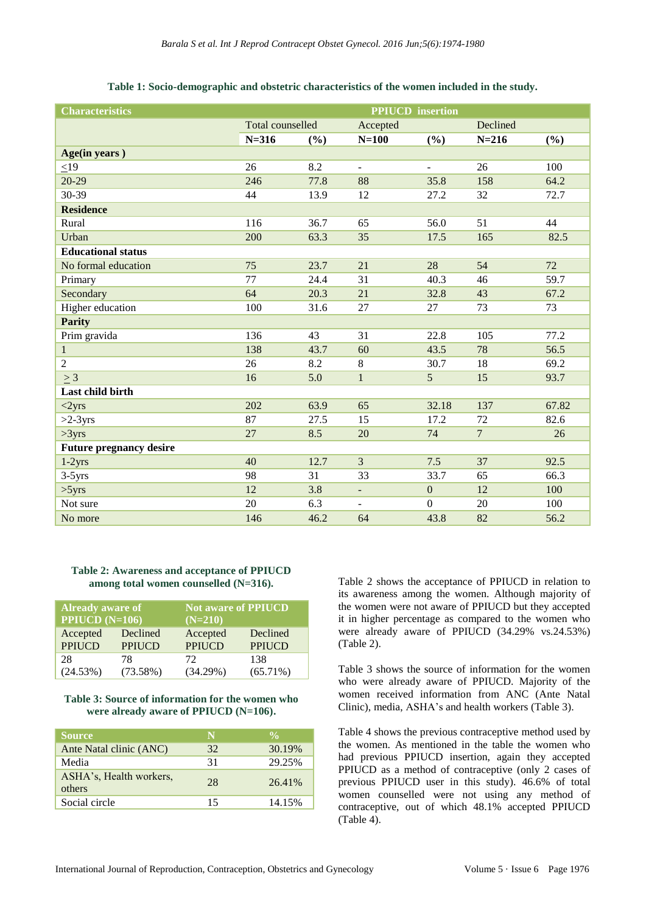**Table 1: Socio-demographic and obstetric characteristics of the women included in the study.**

| Characteristics | PPIUCD insertion | | | | | |
|---|---|---|---|---|---|---|
| | Total counselled | | Accepted | | Declined | |
| | N=316 | (%) | N=100 | (%) | N=216 | (%) |
| **Age(in years )** | | | | | | |
| ≤19 | 26 | 8.2 | - | - | 26 | 100 |
| 20-29 | 246 | 77.8 | 88 | 35.8 | 158 | 64.2 |
| 30-39 | 44 | 13.9 | 12 | 27.2 | 32 | 72.7 |
| **Residence** | | | | | | |
| Rural | 116 | 36.7 | 65 | 56.0 | 51 | 44 |
| Urban | 200 | 63.3 | 35 | 17.5 | 165 | 82.5 |
| **Educational status** | | | | | | |
| No formal education | 75 | 23.7 | 21 | 28 | 54 | 72 |
| Primary | 77 | 24.4 | 31 | 40.3 | 46 | 59.7 |
| Secondary | 64 | 20.3 | 21 | 32.8 | 43 | 67.2 |
| Higher education | 100 | 31.6 | 27 | 27 | 73 | 73 |
| **Parity** | | | | | | |
| Prim gravida | 136 | 43 | 31 | 22.8 | 105 | 77.2 |
| 1 | 138 | 43.7 | 60 | 43.5 | 78 | 56.5 |
| 2 | 26 | 8.2 | 8 | 30.7 | 18 | 69.2 |
| ≥ 3 | 16 | 5.0 | 1 | 5 | 15 | 93.7 |
| **Last child birth** | | | | | | |
| <2yrs | 202 | 63.9 | 65 | 32.18 | 137 | 67.82 |
| >2-3yrs | 87 | 27.5 | 15 | 17.2 | 72 | 82.6 |
| >3yrs | 27 | 8.5 | 20 | 74 | 7 | 26 |
| **Future pregnancy desire** | | | | | | |
| 1-2yrs | 40 | 12.7 | 3 | 7.5 | 37 | 92.5 |
| 3-5yrs | 98 | 31 | 33 | 33.7 | 65 | 66.3 |
| >5yrs | 12 | 3.8 | - | 0 | 12 | 100 |
| Not sure | 20 | 6.3 | - | 0 | 20 | 100 |
| No more | 146 | 46.2 | 64 | 43.8 | 82 | 56.2 |

**Table 2: Awareness and acceptance of PPIUCD among total women counselled (N=316).**

| Already aware of PPIUCD (N=106) | | Not aware of PPIUCD (N=210) | |
|---|---|---|---|
| Accepted PPIUCD | Declined PPIUCD | Accepted PPIUCD | Declined PPIUCD |
| 28 (24.53%) | 78 (73.58%) | 72 (34.29%) | 138 (65.71%) |

**Table 3: Source of information for the women who were already aware of PPIUCD (N=106).**

| Source | N | % |
|---|---|---|
| Ante Natal clinic (ANC) | 32 | 30.19% |
| Media | 31 | 29.25% |
| ASHA's, Health workers, others | 28 | 26.41% |
| Social circle | 15 | 14.15% |

Table 2 shows the acceptance of PPIUCD in relation to its awareness among the women. Although majority of the women were not aware of PPIUCD but they accepted it in higher percentage as compared to the women who were already aware of PPIUCD (34.29% vs.24.53%) (Table 2).

Table 3 shows the source of information for the women who were already aware of PPIUCD. Majority of the women received information from ANC (Ante Natal Clinic), media, ASHA's and health workers (Table 3).

Table 4 shows the previous contraceptive method used by the women. As mentioned in the table the women who had previous PPIUCD insertion, again they accepted PPIUCD as a method of contraceptive (only 2 cases of previous PPIUCD user in this study). 46.6% of total women counselled were not using any method of contraceptive, out of which 48.1% accepted PPIUCD (Table 4).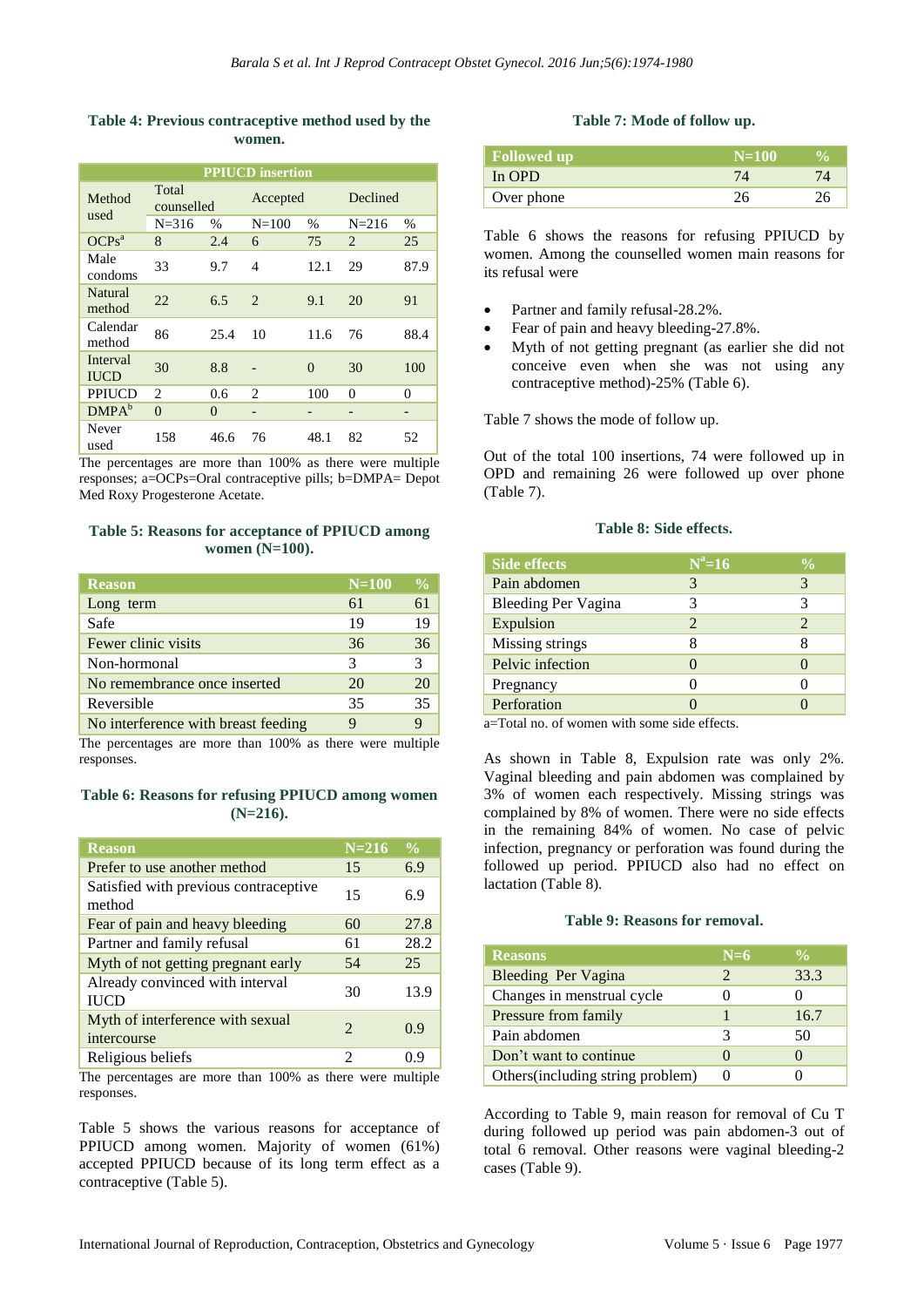**Table 4: Previous contraceptive method used by the women.**

| PPIUCD insertion | | | | | | |
|---|---|---|---|---|---|---|
| Method used | Total counselled | | Accepted | | Declined | |
| | N=316 | % | N=100 | % | N=216 | % |
| OCPs[a] | 8 | 2.4 | 6 | 75 | 2 | 25 |
| Male condoms | 33 | 9.7 | 4 | 12.1 | 29 | 87.9 |
| Natural method | 22 | 6.5 | 2 | 9.1 | 20 | 91 |
| Calendar method | 86 | 25.4 | 10 | 11.6 | 76 | 88.4 |
| Interval IUCD | 30 | 8.8 | - | 0 | 30 | 100 |
| PPIUCD | 2 | 0.6 | 2 | 100 | 0 | 0 |
| DMPA[b] | 0 | 0 | - | - | - | - |
| Never used | 158 | 46.6 | 76 | 48.1 | 82 | 52 |

The percentages are more than 100% as there were multiple responses; a=OCPs=Oral contraceptive pills; b=DMPA= Depot Med Roxy Progesterone Acetate.

**Table 5: Reasons for acceptance of PPIUCD among women (N=100).**

| Reason | N=100 | % |
|---|---|---|
| Long term | 61 | 61 |
| Safe | 19 | 19 |
| Fewer clinic visits | 36 | 36 |
| Non-hormonal | 3 | 3 |
| No remembrance once inserted | 20 | 20 |
| Reversible | 35 | 35 |
| No interference with breast feeding | 9 | 9 |

The percentages are more than 100% as there were multiple responses.

**Table 6: Reasons for refusing PPIUCD among women (N=216).**

| Reason | N=216 | % |
|---|---|---|
| Prefer to use another method | 15 | 6.9 |
| Satisfied with previous contraceptive method | 15 | 6.9 |
| Fear of pain and heavy bleeding | 60 | 27.8 |
| Partner and family refusal | 61 | 28.2 |
| Myth of not getting pregnant early | 54 | 25 |
| Already convinced with interval IUCD | 30 | 13.9 |
| Myth of interference with sexual intercourse | 2 | 0.9 |
| Religious beliefs | 2 | 0.9 |

The percentages are more than 100% as there were multiple responses.

Table 5 shows the various reasons for acceptance of PPIUCD among women. Majority of women (61%) accepted PPIUCD because of its long term effect as a contraceptive (Table 5).

**Table 7: Mode of follow up.**

| Followed up | N=100 | % |
|---|---|---|
| In OPD | 74 | 74 |
| Over phone | 26 | 26 |

Table 6 shows the reasons for refusing PPIUCD by women. Among the counselled women main reasons for its refusal were

- Partner and family refusal-28.2%.
- Fear of pain and heavy bleeding-27.8%.
- Myth of not getting pregnant (as earlier she did not conceive even when she was not using any contraceptive method)-25% (Table 6).

Table 7 shows the mode of follow up.

Out of the total 100 insertions, 74 were followed up in OPD and remaining 26 were followed up over phone (Table 7).

**Table 8: Side effects.**

| Side effects | N[a]=16 | % |
|---|---|---|
| Pain abdomen | 3 | 3 |
| Bleeding Per Vagina | 3 | 3 |
| Expulsion | 2 | 2 |
| Missing strings | 8 | 8 |
| Pelvic infection | 0 | 0 |
| Pregnancy | 0 | 0 |
| Perforation | 0 | 0 |

a=Total no. of women with some side effects.

As shown in Table 8, Expulsion rate was only 2%. Vaginal bleeding and pain abdomen was complained by 3% of women each respectively. Missing strings was complained by 8% of women. There were no side effects in the remaining 84% of women. No case of pelvic infection, pregnancy or perforation was found during the followed up period. PPIUCD also had no effect on lactation (Table 8).

**Table 9: Reasons for removal.**

| Reasons | N=6 | % |
|---|---|---|
| Bleeding Per Vagina | 2 | 33.3 |
| Changes in menstrual cycle | 0 | 0 |
| Pressure from family | 1 | 16.7 |
| Pain abdomen | 3 | 50 |
| Don't want to continue | 0 | 0 |
| Others(including string problem) | 0 | 0 |

According to Table 9, main reason for removal of Cu T during followed up period was pain abdomen-3 out of total 6 removal. Other reasons were vaginal bleeding-2 cases (Table 9).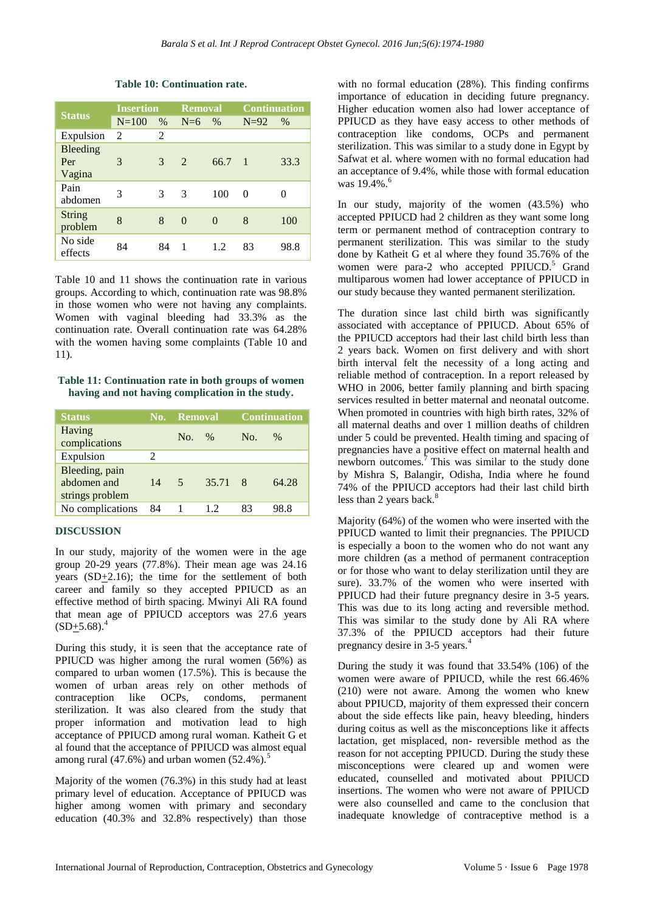**Table 10: Continuation rate.**

| Status | Insertion | | Removal | | Continuation | |
|---|---|---|---|---|---|---|
| | N=100 | % | N=6 | % | N=92 | % |
| Expulsion | 2 | 2 | | | | |
| Bleeding Per Vagina | 3 | 3 | 2 | 66.7 | 1 | 33.3 |
| Pain abdomen | 3 | 3 | 3 | 100 | 0 | 0 |
| String problem | 8 | 8 | 0 | 0 | 8 | 100 |
| No side effects | 84 | 84 | 1 | 1.2 | 83 | 98.8 |

Table 10 and 11 shows the continuation rate in various groups. According to which, continuation rate was 98.8% in those women who were not having any complaints. Women with vaginal bleeding had 33.3% as the continuation rate. Overall continuation rate was 64.28% with the women having some complaints (Table 10 and 11).

**Table 11: Continuation rate in both groups of women having and not having complication in the study.**

| Status | No. | Removal | | Continuation | |
|---|---|---|---|---|---|
| Having complications | | No. | % | No. | % |
| Expulsion | 2 | | | | |
| Bleeding, pain abdomen and strings problem | 14 | 5 | 35.71 | 8 | 64.28 |
| No complications | 84 | 1 | 1.2 | 83 | 98.8 |

## DISCUSSION

In our study, majority of the women were in the age group 20-29 years (77.8%). Their mean age was 24.16 years (SD±2.16); the time for the settlement of both career and family so they accepted PPIUCD as an effective method of birth spacing. Mwinyi Ali RA found that mean age of PPIUCD acceptors was 27.6 years (SD±5.68).[4]

During this study, it is seen that the acceptance rate of PPIUCD was higher among the rural women (56%) as compared to urban women (17.5%). This is because the women of urban areas rely on other methods of contraception like OCPs, condoms, permanent sterilization. It was also cleared from the study that proper information and motivation lead to high acceptance of PPIUCD among rural woman. Katheit G et al found that the acceptance of PPIUCD was almost equal among rural (47.6%) and urban women (52.4%).[5]

Majority of the women (76.3%) in this study had at least primary level of education. Acceptance of PPIUCD was higher among women with primary and secondary education (40.3% and 32.8% respectively) than those with no formal education (28%). This finding confirms importance of education in deciding future pregnancy. Higher education women also had lower acceptance of PPIUCD as they have easy access to other methods of contraception like condoms, OCPs and permanent sterilization. This was similar to a study done in Egypt by Safwat et al. where women with no formal education had an acceptance of 9.4%, while those with formal education was 19.4%.[6]

In our study, majority of the women (43.5%) who accepted PPIUCD had 2 children as they want some long term or permanent method of contraception contrary to permanent sterilization. This was similar to the study done by Katheit G et al where they found 35.76% of the women were para-2 who accepted PPIUCD.[5] Grand multiparous women had lower acceptance of PPIUCD in our study because they wanted permanent sterilization.

The duration since last child birth was significantly associated with acceptance of PPIUCD. About 65% of the PPIUCD acceptors had their last child birth less than 2 years back. Women on first delivery and with short birth interval felt the necessity of a long acting and reliable method of contraception. In a report released by WHO in 2006, better family planning and birth spacing services resulted in better maternal and neonatal outcome. When promoted in countries with high birth rates, 32% of all maternal deaths and over 1 million deaths of children under 5 could be prevented. Health timing and spacing of pregnancies have a positive effect on maternal health and newborn outcomes.[7] This was similar to the study done by Mishra S, Balangir, Odisha, India where he found 74% of the PPIUCD acceptors had their last child birth less than 2 years back.[8]

Majority (64%) of the women who were inserted with the PPIUCD wanted to limit their pregnancies. The PPIUCD is especially a boon to the women who do not want any more children (as a method of permanent contraception or for those who want to delay sterilization until they are sure). 33.7% of the women who were inserted with PPIUCD had their future pregnancy desire in 3-5 years. This was due to its long acting and reversible method. This was similar to the study done by Ali RA where 37.3% of the PPIUCD acceptors had their future pregnancy desire in 3-5 years.[4]

During the study it was found that 33.54% (106) of the women were aware of PPIUCD, while the rest 66.46% (210) were not aware. Among the women who knew about PPIUCD, majority of them expressed their concern about the side effects like pain, heavy bleeding, hinders during coitus as well as the misconceptions like it affects lactation, get misplaced, non- reversible method as the reason for not accepting PPIUCD. During the study these misconceptions were cleared up and women were educated, counselled and motivated about PPIUCD insertions. The women who were not aware of PPIUCD were also counselled and came to the conclusion that inadequate knowledge of contraceptive method is a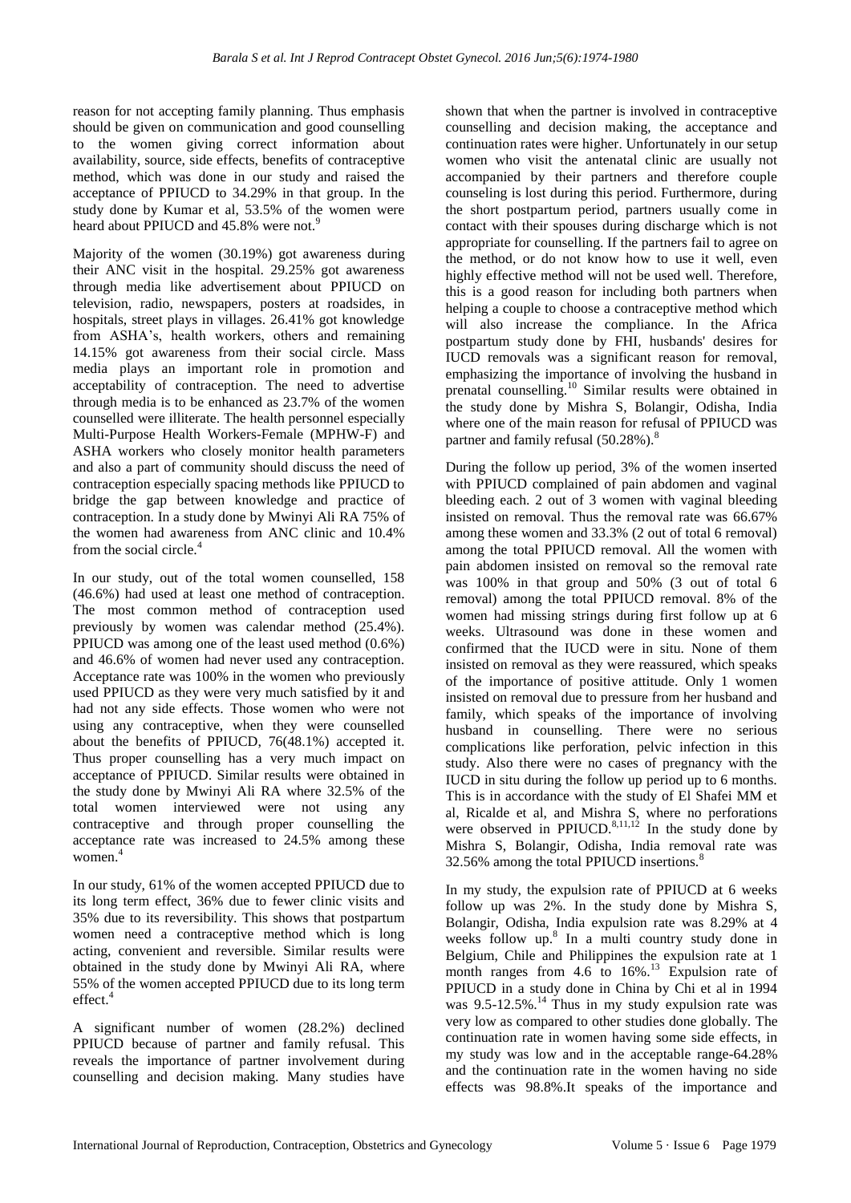reason for not accepting family planning. Thus emphasis should be given on communication and good counselling to the women giving correct information about availability, source, side effects, benefits of contraceptive method, which was done in our study and raised the acceptance of PPIUCD to 34.29% in that group. In the study done by Kumar et al, 53.5% of the women were heard about PPIUCD and 45.8% were not.[9]

Majority of the women (30.19%) got awareness during their ANC visit in the hospital. 29.25% got awareness through media like advertisement about PPIUCD on television, radio, newspapers, posters at roadsides, in hospitals, street plays in villages. 26.41% got knowledge from ASHA's, health workers, others and remaining 14.15% got awareness from their social circle. Mass media plays an important role in promotion and acceptability of contraception. The need to advertise through media is to be enhanced as 23.7% of the women counselled were illiterate. The health personnel especially Multi-Purpose Health Workers-Female (MPHW-F) and ASHA workers who closely monitor health parameters and also a part of community should discuss the need of contraception especially spacing methods like PPIUCD to bridge the gap between knowledge and practice of contraception. In a study done by Mwinyi Ali RA 75% of the women had awareness from ANC clinic and 10.4% from the social circle.[4]

In our study, out of the total women counselled, 158 (46.6%) had used at least one method of contraception. The most common method of contraception used previously by women was calendar method (25.4%). PPIUCD was among one of the least used method (0.6%) and 46.6% of women had never used any contraception. Acceptance rate was 100% in the women who previously used PPIUCD as they were very much satisfied by it and had not any side effects. Those women who were not using any contraceptive, when they were counselled about the benefits of PPIUCD, 76(48.1%) accepted it. Thus proper counselling has a very much impact on acceptance of PPIUCD. Similar results were obtained in the study done by Mwinyi Ali RA where 32.5% of the total women interviewed were not using any contraceptive and through proper counselling the acceptance rate was increased to 24.5% among these women.[4]

In our study, 61% of the women accepted PPIUCD due to its long term effect, 36% due to fewer clinic visits and 35% due to its reversibility. This shows that postpartum women need a contraceptive method which is long acting, convenient and reversible. Similar results were obtained in the study done by Mwinyi Ali RA, where 55% of the women accepted PPIUCD due to its long term effect.[4]

A significant number of women (28.2%) declined PPIUCD because of partner and family refusal. This reveals the importance of partner involvement during counselling and decision making. Many studies have shown that when the partner is involved in contraceptive counselling and decision making, the acceptance and continuation rates were higher. Unfortunately in our setup women who visit the antenatal clinic are usually not accompanied by their partners and therefore couple counseling is lost during this period. Furthermore, during the short postpartum period, partners usually come in contact with their spouses during discharge which is not appropriate for counselling. If the partners fail to agree on the method, or do not know how to use it well, even highly effective method will not be used well. Therefore, this is a good reason for including both partners when helping a couple to choose a contraceptive method which will also increase the compliance. In the Africa postpartum study done by FHI, husbands' desires for IUCD removals was a significant reason for removal, emphasizing the importance of involving the husband in prenatal counselling.[10] Similar results were obtained in the study done by Mishra S, Bolangir, Odisha, India where one of the main reason for refusal of PPIUCD was partner and family refusal (50.28%).[8]

During the follow up period, 3% of the women inserted with PPIUCD complained of pain abdomen and vaginal bleeding each. 2 out of 3 women with vaginal bleeding insisted on removal. Thus the removal rate was 66.67% among these women and 33.3% (2 out of total 6 removal) among the total PPIUCD removal. All the women with pain abdomen insisted on removal so the removal rate was 100% in that group and 50% (3 out of total 6 removal) among the total PPIUCD removal. 8% of the women had missing strings during first follow up at 6 weeks. Ultrasound was done in these women and confirmed that the IUCD were in situ. None of them insisted on removal as they were reassured, which speaks of the importance of positive attitude. Only 1 women insisted on removal due to pressure from her husband and family, which speaks of the importance of involving husband in counselling. There were no serious complications like perforation, pelvic infection in this study. Also there were no cases of pregnancy with the IUCD in situ during the follow up period up to 6 months. This is in accordance with the study of El Shafei MM et al, Ricalde et al, and Mishra S, where no perforations were observed in PPIUCD.[8,11,12] In the study done by Mishra S, Bolangir, Odisha, India removal rate was 32.56% among the total PPIUCD insertions.[8]

In my study, the expulsion rate of PPIUCD at 6 weeks follow up was 2%. In the study done by Mishra S, Bolangir, Odisha, India expulsion rate was 8.29% at 4 weeks follow up.[8] In a multi country study done in Belgium, Chile and Philippines the expulsion rate at 1 month ranges from 4.6 to 16%.[13] Expulsion rate of PPIUCD in a study done in China by Chi et al in 1994 was 9.5-12.5%.[14] Thus in my study expulsion rate was very low as compared to other studies done globally. The continuation rate in women having some side effects, in my study was low and in the acceptable range-64.28% and the continuation rate in the women having no side effects was 98.8%.It speaks of the importance and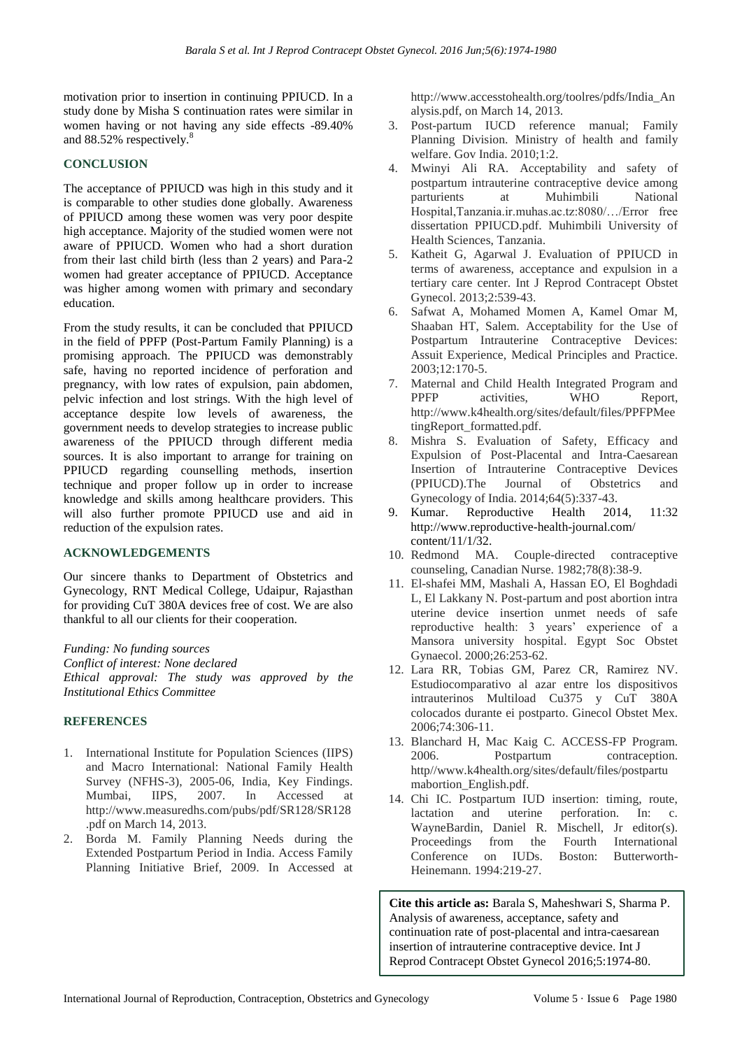motivation prior to insertion in continuing PPIUCD. In a study done by Misha S continuation rates were similar in women having or not having any side effects -89.40% and 88.52% respectively.[8]

## CONCLUSION

The acceptance of PPIUCD was high in this study and it is comparable to other studies done globally. Awareness of PPIUCD among these women was very poor despite high acceptance. Majority of the studied women were not aware of PPIUCD. Women who had a short duration from their last child birth (less than 2 years) and Para-2 women had greater acceptance of PPIUCD. Acceptance was higher among women with primary and secondary education.

From the study results, it can be concluded that PPIUCD in the field of PPFP (Post-Partum Family Planning) is a promising approach. The PPIUCD was demonstrably safe, having no reported incidence of perforation and pregnancy, with low rates of expulsion, pain abdomen, pelvic infection and lost strings. With the high level of acceptance despite low levels of awareness, the government needs to develop strategies to increase public awareness of the PPIUCD through different media sources. It is also important to arrange for training on PPIUCD regarding counselling methods, insertion technique and proper follow up in order to increase knowledge and skills among healthcare providers. This will also further promote PPIUCD use and aid in reduction of the expulsion rates.

## ACKNOWLEDGEMENTS

Our sincere thanks to Department of Obstetrics and Gynecology, RNT Medical College, Udaipur, Rajasthan for providing CuT 380A devices free of cost. We are also thankful to all our clients for their cooperation.

*Funding: No funding sources*
*Conflict of interest: None declared*
*Ethical approval: The study was approved by the Institutional Ethics Committee*

## REFERENCES

1. International Institute for Population Sciences (IIPS) and Macro International: National Family Health Survey (NFHS-3), 2005-06, India, Key Findings. Mumbai, IIPS, 2007. In Accessed at http://www.measuredhs.com/pubs/pdf/SR128/SR128.pdf on March 14, 2013.
2. Borda M. Family Planning Needs during the Extended Postpartum Period in India. Access Family Planning Initiative Brief, 2009. In Accessed at http://www.accesstohealth.org/toolres/pdfs/India_Analysis.pdf, on March 14, 2013.
3. Post-partum IUCD reference manual; Family Planning Division. Ministry of health and family welfare. Gov India. 2010;1:2.
4. Mwinyi Ali RA. Acceptability and safety of postpartum intrauterine contraceptive device among parturients at Muhimbili National Hospital,Tanzania.ir.muhas.ac.tz:8080/…/Error free dissertation PPIUCD.pdf. Muhimbili University of Health Sciences, Tanzania.
5. Katheit G, Agarwal J. Evaluation of PPIUCD in terms of awareness, acceptance and expulsion in a tertiary care center. Int J Reprod Contracept Obstet Gynecol. 2013;2:539-43.
6. Safwat A, Mohamed Momen A, Kamel Omar M, Shaaban HT, Salem. Acceptability for the Use of Postpartum Intrauterine Contraceptive Devices: Assuit Experience, Medical Principles and Practice. 2003;12:170-5.
7. Maternal and Child Health Integrated Program and PPFP activities, WHO Report, http://www.k4health.org/sites/default/files/PPFPMeetingReport_formatted.pdf.
8. Mishra S. Evaluation of Safety, Efficacy and Expulsion of Post-Placental and Intra-Caesarean Insertion of Intrauterine Contraceptive Devices (PPIUCD).The Journal of Obstetrics and Gynecology of India. 2014;64(5):337-43.
9. Kumar. Reproductive Health 2014, 11:32 http://www.reproductive-health-journal.com/content/11/1/32.
10. Redmond MA. Couple-directed contraceptive counseling, Canadian Nurse. 1982;78(8):38-9.
11. El-shafei MM, Mashali A, Hassan EO, El Boghdadi L, El Lakkany N. Post-partum and post abortion intra uterine device insertion unmet needs of safe reproductive health: 3 years' experience of a Mansora university hospital. Egypt Soc Obstet Gynaecol. 2000;26:253-62.
12. Lara RR, Tobias GM, Parez CR, Ramirez NV. Estudiocomparativo al azar entre los dispositivos intrauterinos Multiload Cu375 y CuT 380A colocados durante ei postparto. Ginecol Obstet Mex. 2006;74:306-11.
13. Blanchard H, Mac Kaig C. ACCESS-FP Program. 2006. Postpartum contraception. http//www.k4health.org/sites/default/files/postpartumabortion_English.pdf.
14. Chi IC. Postpartum IUD insertion: timing, route, lactation and uterine perforation. In: c. WayneBardin, Daniel R. Mischell, Jr editor(s). Proceedings from the Fourth International Conference on IUDs. Boston: Butterworth-Heinemann. 1994:219-27.

**Cite this article as:** Barala S, Maheshwari S, Sharma P. Analysis of awareness, acceptance, safety and continuation rate of post-placental and intra-caesarean insertion of intrauterine contraceptive device. Int J Reprod Contracept Obstet Gynecol 2016;5:1974-80.